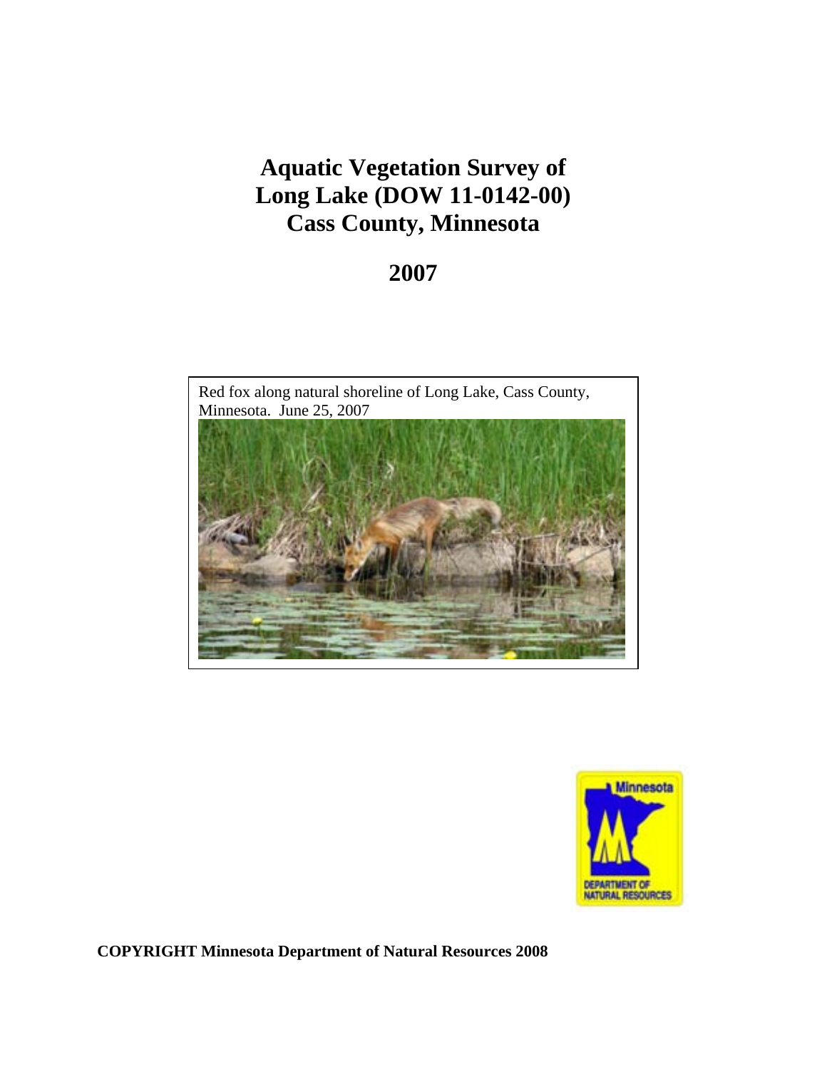# Aquatic Vegetation Survey of Long Lake (DOW 11-0142-00) Cass County, Minnesota

# 2007

Red fox along natural shoreline of Long Lake, Cass County, Minnesota. June 25, 2007

**COPYRIGHT Minnesota Department of Natural Resources 2008**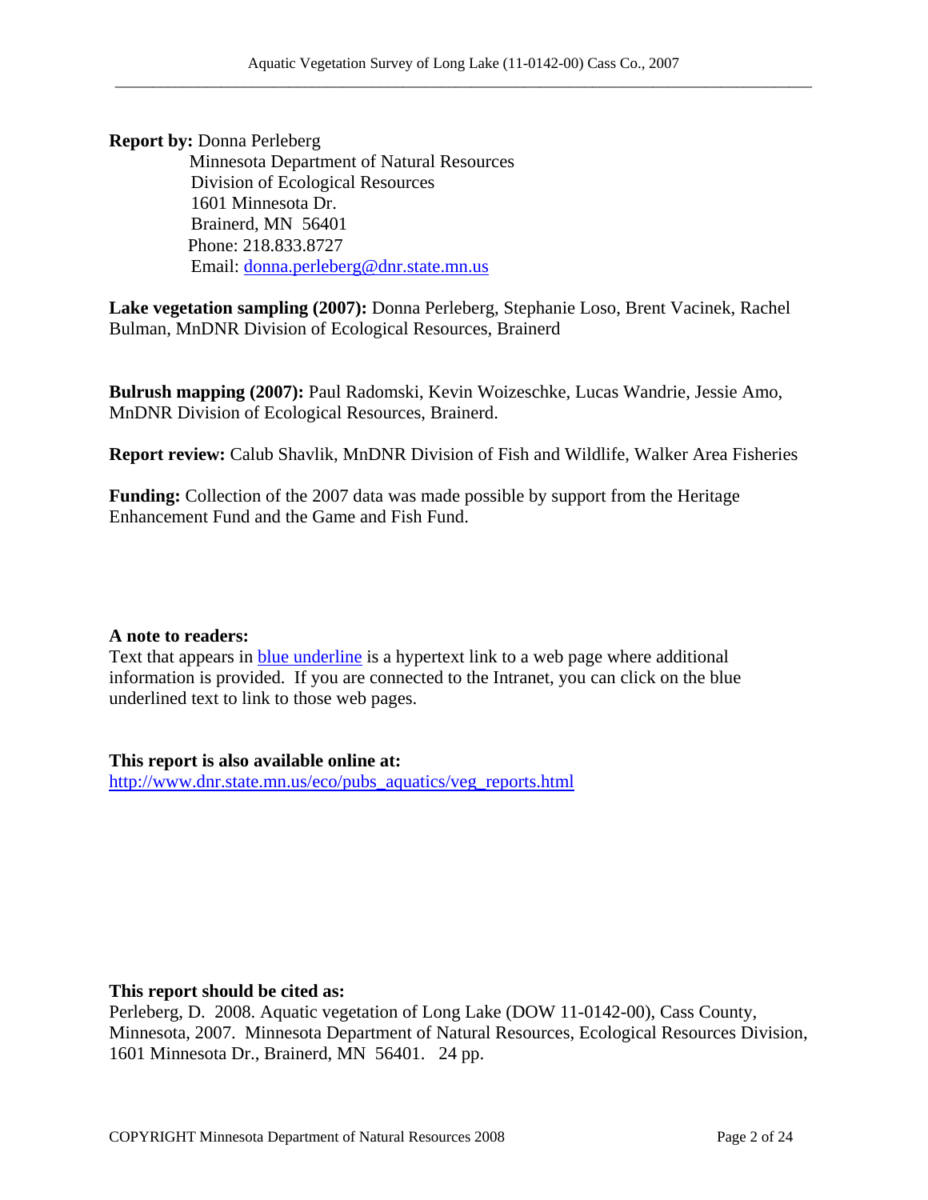**Report by:** Donna Perleberg
Minnesota Department of Natural Resources
Division of Ecological Resources
1601 Minnesota Dr.
Brainerd, MN 56401
Phone: 218.833.8727
Email: donna.perleberg@dnr.state.mn.us

**Lake vegetation sampling (2007):** Donna Perleberg, Stephanie Loso, Brent Vacinek, Rachel Bulman, MnDNR Division of Ecological Resources, Brainerd

**Bulrush mapping (2007):** Paul Radomski, Kevin Woizeschke, Lucas Wandrie, Jessie Amo, MnDNR Division of Ecological Resources, Brainerd.

**Report review:** Calub Shavlik, MnDNR Division of Fish and Wildlife, Walker Area Fisheries

**Funding:** Collection of the 2007 data was made possible by support from the Heritage Enhancement Fund and the Game and Fish Fund.

**A note to readers:**
Text that appears in blue underline is a hypertext link to a web page where additional information is provided. If you are connected to the Intranet, you can click on the blue underlined text to link to those web pages.

**This report is also available online at:**
http://www.dnr.state.mn.us/eco/pubs_aquatics/veg_reports.html

**This report should be cited as:**
Perleberg, D. 2008. Aquatic vegetation of Long Lake (DOW 11-0142-00), Cass County, Minnesota, 2007. Minnesota Department of Natural Resources, Ecological Resources Division, 1601 Minnesota Dr., Brainerd, MN 56401. 24 pp.

COPYRIGHT Minnesota Department of Natural Resources 2008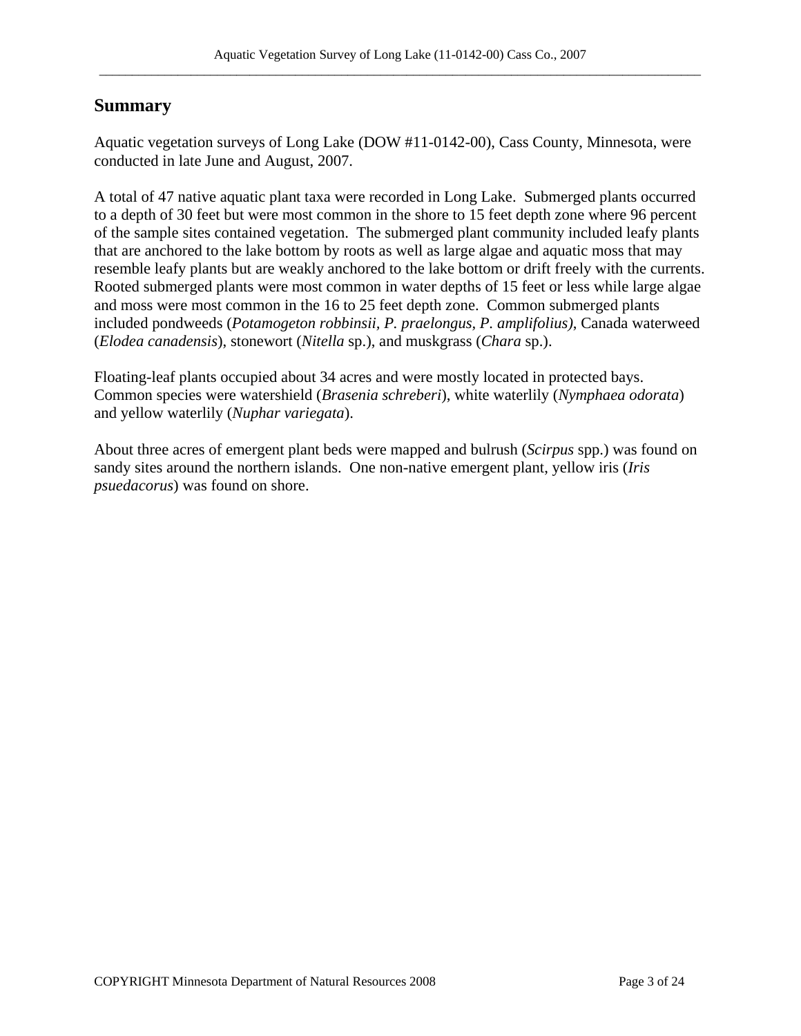## Summary

Aquatic vegetation surveys of Long Lake (DOW #11-0142-00), Cass County, Minnesota, were conducted in late June and August, 2007.

A total of 47 native aquatic plant taxa were recorded in Long Lake. Submerged plants occurred to a depth of 30 feet but were most common in the shore to 15 feet depth zone where 96 percent of the sample sites contained vegetation. The submerged plant community included leafy plants that are anchored to the lake bottom by roots as well as large algae and aquatic moss that may resemble leafy plants but are weakly anchored to the lake bottom or drift freely with the currents. Rooted submerged plants were most common in water depths of 15 feet or less while large algae and moss were most common in the 16 to 25 feet depth zone. Common submerged plants included pondweeds (*Potamogeton robbinsii, P. praelongus, P. amplifolius)*, Canada waterweed (*Elodea canadensis*), stonewort (*Nitella* sp.), and muskgrass (*Chara* sp.).

Floating-leaf plants occupied about 34 acres and were mostly located in protected bays. Common species were watershield (*Brasenia schreberi*), white waterlily (*Nymphaea odorata*) and yellow waterlily (*Nuphar variegata*).

About three acres of emergent plant beds were mapped and bulrush (*Scirpus* spp.) was found on sandy sites around the northern islands. One non-native emergent plant, yellow iris (*Iris psuedacorus*) was found on shore.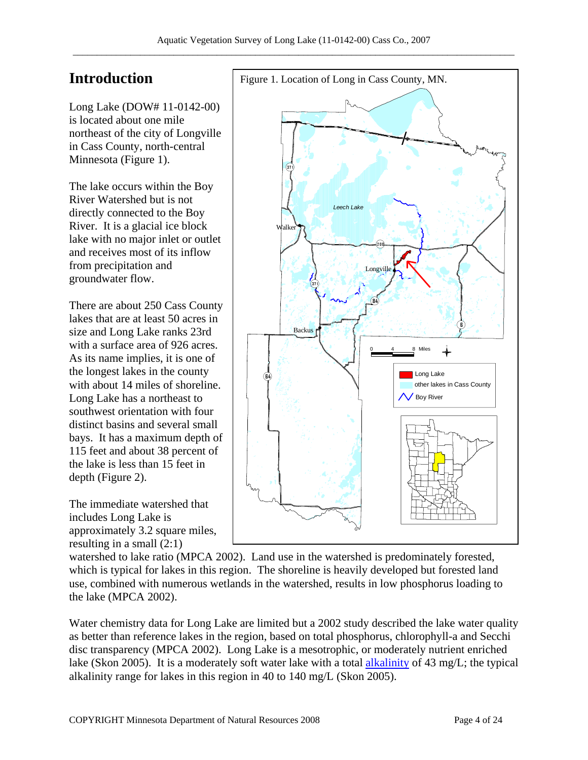# Introduction

Long Lake (DOW# 11-0142-00) is located about one mile northeast of the city of Longville in Cass County, north-central Minnesota (Figure 1).

Figure 1. Location of Long in Cass County, MN.

The lake occurs within the Boy River Watershed but is not directly connected to the Boy River. It is a glacial ice block lake with no major inlet or outlet and receives most of its inflow from precipitation and groundwater flow.

There are about 250 Cass County lakes that are at least 50 acres in size and Long Lake ranks 23rd with a surface area of 926 acres. As its name implies, it is one of the longest lakes in the county with about 14 miles of shoreline. Long Lake has a northeast to southwest orientation with four distinct basins and several small bays. It has a maximum depth of 115 feet and about 38 percent of the lake is less than 15 feet in depth (Figure 2).

The immediate watershed that includes Long Lake is approximately 3.2 square miles, resulting in a small (2:1) watershed to lake ratio (MPCA 2002). Land use in the watershed is predominately forested, which is typical for lakes in this region. The shoreline is heavily developed but forested land use, combined with numerous wetlands in the watershed, results in low phosphorus loading to the lake (MPCA 2002).

Water chemistry data for Long Lake are limited but a 2002 study described the lake water quality as better than reference lakes in the region, based on total phosphorus, chlorophyll-a and Secchi disc transparency (MPCA 2002). Long Lake is a mesotrophic, or moderately nutrient enriched lake (Skon 2005). It is a moderately soft water lake with a total alkalinity of 43 mg/L; the typical alkalinity range for lakes in this region in 40 to 140 mg/L (Skon 2005).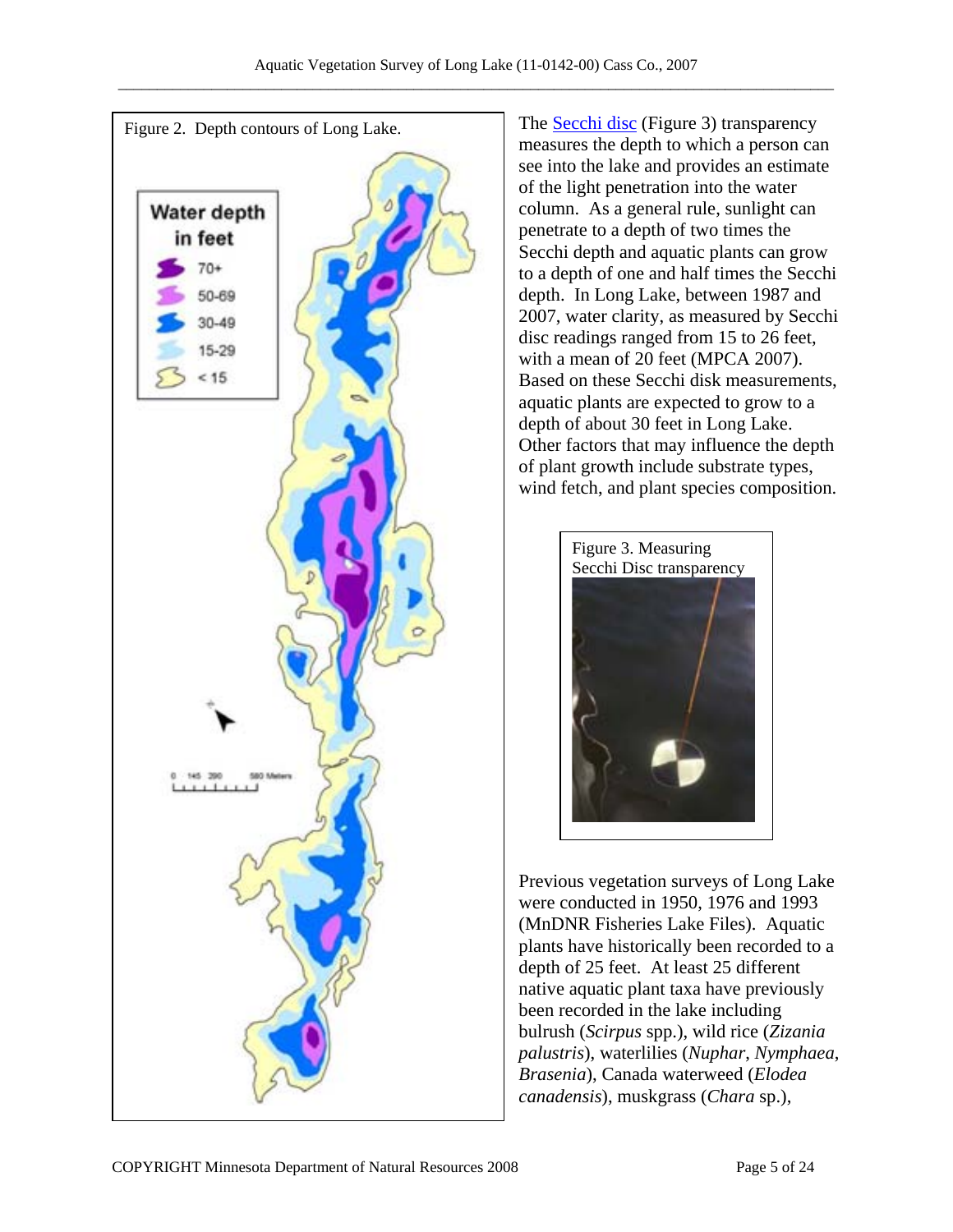Figure 2. Depth contours of Long Lake.

Water depth in feet

- 70+
- 50-69
- 30-49
- 15-29
- < 15

0 145 290 580 Meters

The [Secchi disc](#) (Figure 3) transparency measures the depth to which a person can see into the lake and provides an estimate of the light penetration into the water column. As a general rule, sunlight can penetrate to a depth of two times the Secchi depth and aquatic plants can grow to a depth of one and half times the Secchi depth. In Long Lake, between 1987 and 2007, water clarity, as measured by Secchi disc readings ranged from 15 to 26 feet, with a mean of 20 feet (MPCA 2007). Based on these Secchi disk measurements, aquatic plants are expected to grow to a depth of about 30 feet in Long Lake. Other factors that may influence the depth of plant growth include substrate types, wind fetch, and plant species composition.

Figure 3. Measuring Secchi Disc transparency

Previous vegetation surveys of Long Lake were conducted in 1950, 1976 and 1993 (MnDNR Fisheries Lake Files). Aquatic plants have historically been recorded to a depth of 25 feet. At least 25 different native aquatic plant taxa have previously been recorded in the lake including bulrush (*Scirpus* spp.), wild rice (*Zizania palustris*), waterlilies (*Nuphar*, *Nymphaea*, *Brasenia*), Canada waterweed (*Elodea canadensis*), muskgrass (*Chara* sp.),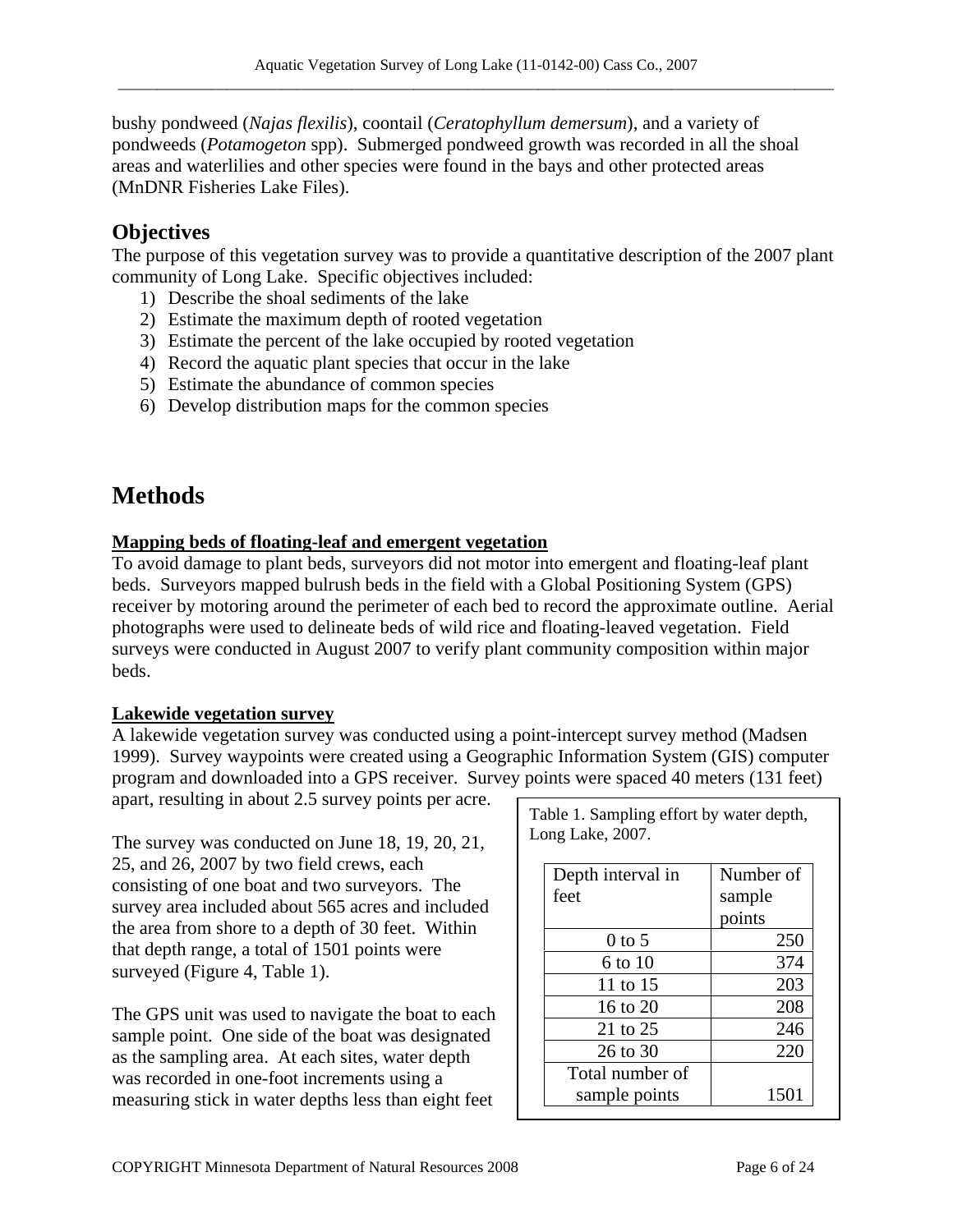bushy pondweed (*Najas flexilis*), coontail (*Ceratophyllum demersum*), and a variety of pondweeds (*Potamogeton* spp). Submerged pondweed growth was recorded in all the shoal areas and waterlilies and other species were found in the bays and other protected areas (MnDNR Fisheries Lake Files).

## Objectives

The purpose of this vegetation survey was to provide a quantitative description of the 2007 plant community of Long Lake. Specific objectives included:

1) Describe the shoal sediments of the lake
2) Estimate the maximum depth of rooted vegetation
3) Estimate the percent of the lake occupied by rooted vegetation
4) Record the aquatic plant species that occur in the lake
5) Estimate the abundance of common species
6) Develop distribution maps for the common species

# Methods

**Mapping beds of floating-leaf and emergent vegetation**

To avoid damage to plant beds, surveyors did not motor into emergent and floating-leaf plant beds. Surveyors mapped bulrush beds in the field with a Global Positioning System (GPS) receiver by motoring around the perimeter of each bed to record the approximate outline. Aerial photographs were used to delineate beds of wild rice and floating-leaved vegetation. Field surveys were conducted in August 2007 to verify plant community composition within major beds.

**Lakewide vegetation survey**

A lakewide vegetation survey was conducted using a point-intercept survey method (Madsen 1999). Survey waypoints were created using a Geographic Information System (GIS) computer program and downloaded into a GPS receiver. Survey points were spaced 40 meters (131 feet) apart, resulting in about 2.5 survey points per acre.

The survey was conducted on June 18, 19, 20, 21, 25, and 26, 2007 by two field crews, each consisting of one boat and two surveyors. The survey area included about 565 acres and included the area from shore to a depth of 30 feet. Within that depth range, a total of 1501 points were surveyed (Figure 4, Table 1).

Table 1. Sampling effort by water depth, Long Lake, 2007.

| Depth interval in feet | Number of sample points |
|---|---|
| 0 to 5 | 250 |
| 6 to 10 | 374 |
| 11 to 15 | 203 |
| 16 to 20 | 208 |
| 21 to 25 | 246 |
| 26 to 30 | 220 |
| Total number of sample points | 1501 |

The GPS unit was used to navigate the boat to each sample point. One side of the boat was designated as the sampling area. At each sites, water depth was recorded in one-foot increments using a measuring stick in water depths less than eight feet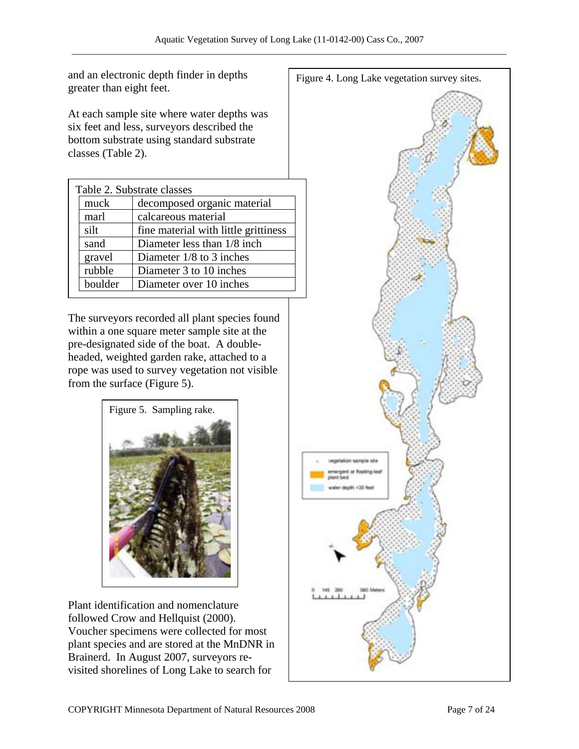and an electronic depth finder in depths greater than eight feet.

At each sample site where water depths was six feet and less, surveyors described the bottom substrate using standard substrate classes (Table 2).

Table 2. Substrate classes

| | |
|---|---|
| muck | decomposed organic material |
| marl | calcareous material |
| silt | fine material with little grittiness |
| sand | Diameter less than 1/8 inch |
| gravel | Diameter 1/8 to 3 inches |
| rubble | Diameter 3 to 10 inches |
| boulder | Diameter over 10 inches |

The surveyors recorded all plant species found within a one square meter sample site at the pre-designated side of the boat. A double-headed, weighted garden rake, attached to a rope was used to survey vegetation not visible from the surface (Figure 5).

Figure 5. Sampling rake.

Plant identification and nomenclature followed Crow and Hellquist (2000). Voucher specimens were collected for most plant species and are stored at the MnDNR in Brainerd. In August 2007, surveyors re-visited shorelines of Long Lake to search for

Figure 4. Long Lake vegetation survey sites.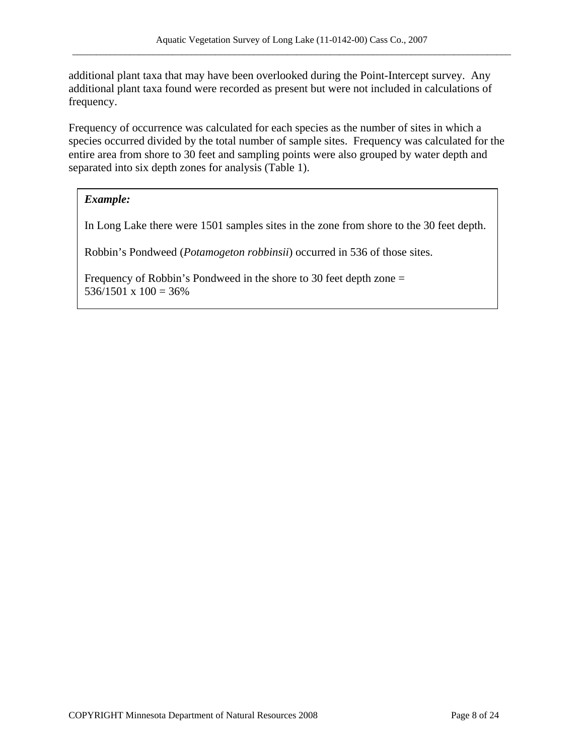additional plant taxa that may have been overlooked during the Point-Intercept survey. Any additional plant taxa found were recorded as present but were not included in calculations of frequency.

Frequency of occurrence was calculated for each species as the number of sites in which a species occurred divided by the total number of sample sites. Frequency was calculated for the entire area from shore to 30 feet and sampling points were also grouped by water depth and separated into six depth zones for analysis (Table 1).

> ***Example:***
>
> In Long Lake there were 1501 samples sites in the zone from shore to the 30 feet depth.
>
> Robbin's Pondweed (*Potamogeton robbinsii*) occurred in 536 of those sites.
>
> Frequency of Robbin's Pondweed in the shore to 30 feet depth zone =
> 536/1501 x 100 = 36%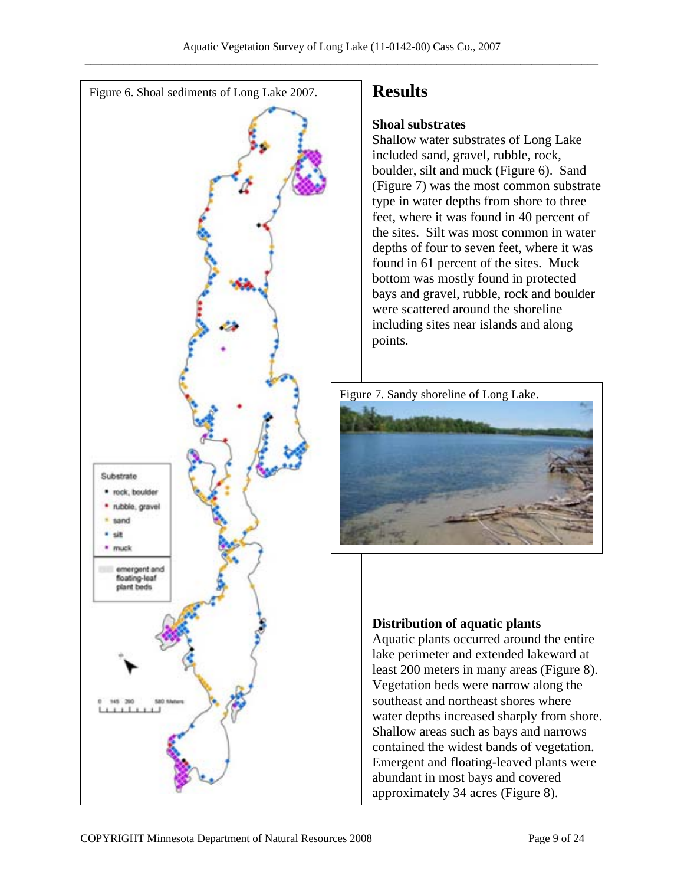Figure 6. Shoal sediments of Long Lake 2007.

Substrate
- rock, boulder
- rubble, gravel
- sand
- silt
- muck

emergent and floating-leaf plant beds

0 145 290 580 Meters

## Results

### Shoal substrates

Shallow water substrates of Long Lake included sand, gravel, rubble, rock, boulder, silt and muck (Figure 6). Sand (Figure 7) was the most common substrate type in water depths from shore to three feet, where it was found in 40 percent of the sites. Silt was most common in water depths of four to seven feet, where it was found in 61 percent of the sites. Muck bottom was mostly found in protected bays and gravel, rubble, rock and boulder were scattered around the shoreline including sites near islands and along points.

Figure 7. Sandy shoreline of Long Lake.

### Distribution of aquatic plants

Aquatic plants occurred around the entire lake perimeter and extended lakeward at least 200 meters in many areas (Figure 8). Vegetation beds were narrow along the southeast and northeast shores where water depths increased sharply from shore. Shallow areas such as bays and narrows contained the widest bands of vegetation. Emergent and floating-leaved plants were abundant in most bays and covered approximately 34 acres (Figure 8).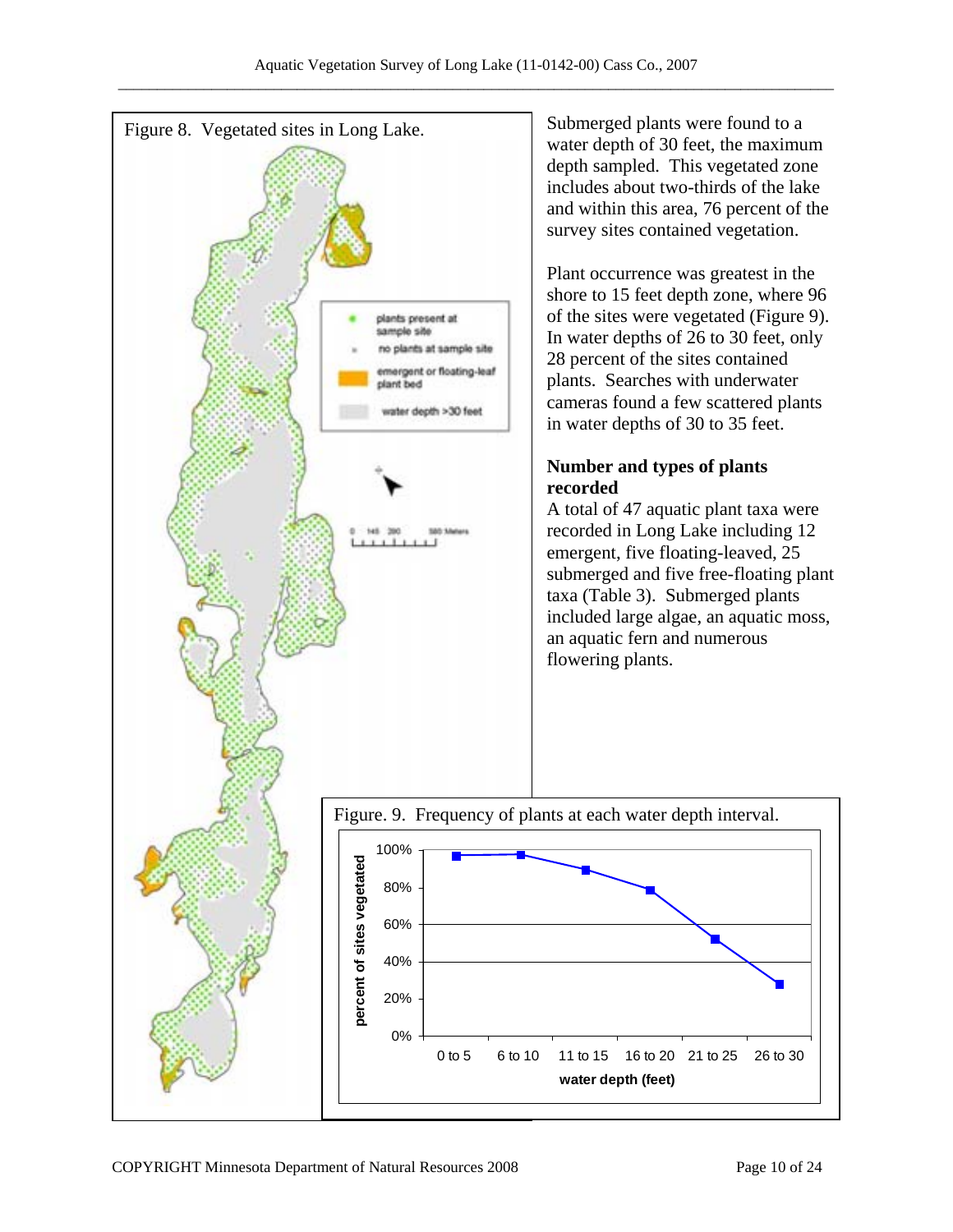Figure 8. Vegetated sites in Long Lake.

Submerged plants were found to a water depth of 30 feet, the maximum depth sampled. This vegetated zone includes about two-thirds of the lake and within this area, 76 percent of the survey sites contained vegetation.

Plant occurrence was greatest in the shore to 15 feet depth zone, where 96 of the sites were vegetated (Figure 9). In water depths of 26 to 30 feet, only 28 percent of the sites contained plants. Searches with underwater cameras found a few scattered plants in water depths of 30 to 35 feet.

### Number and types of plants recorded

A total of 47 aquatic plant taxa were recorded in Long Lake including 12 emergent, five floating-leaved, 25 submerged and five free-floating plant taxa (Table 3). Submerged plants included large algae, an aquatic moss, an aquatic fern and numerous flowering plants.

Figure. 9. Frequency of plants at each water depth interval.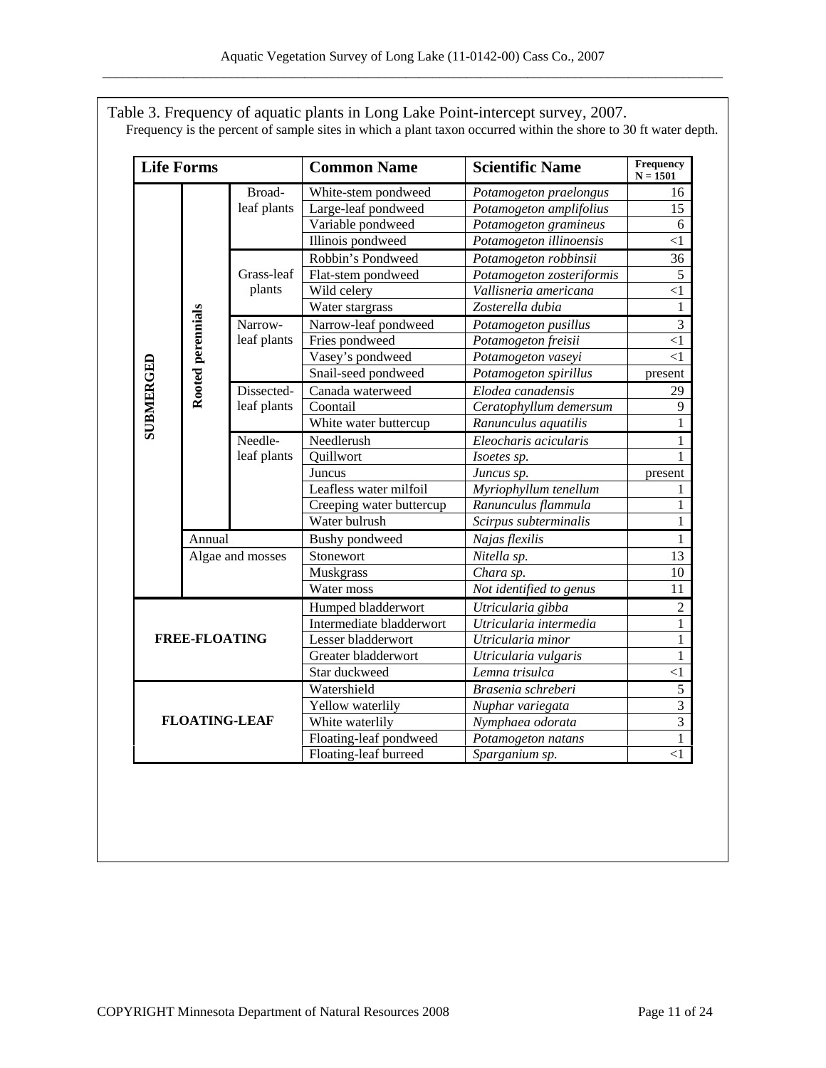Table 3. Frequency of aquatic plants in Long Lake Point-intercept survey, 2007.
Frequency is the percent of sample sites in which a plant taxon occurred within the shore to 30 ft water depth.

| Life Forms | | | Common Name | Scientific Name | Frequency N = 1501 |
|---|---|---|---|---|---|
| SUBMERGED | Rooted perennials | Broad-leaf plants | White-stem pondweed | *Potamogeton praelongus* | 16 |
| | | | Large-leaf pondweed | *Potamogeton amplifolius* | 15 |
| | | | Variable pondweed | *Potamogeton gramineus* | 6 |
| | | | Illinois pondweed | *Potamogeton illinoensis* | <1 |
| | | Grass-leaf plants | Robbin's Pondweed | *Potamogeton robbinsii* | 36 |
| | | | Flat-stem pondweed | *Potamogeton zosteriformis* | 5 |
| | | | Wild celery | *Vallisneria americana* | <1 |
| | | | Water stargrass | *Zosterella dubia* | 1 |
| | | Narrow-leaf plants | Narrow-leaf pondweed | *Potamogeton pusillus* | 3 |
| | | | Fries pondweed | *Potamogeton freisii* | <1 |
| | | | Vasey's pondweed | *Potamogeton vaseyi* | <1 |
| | | | Snail-seed pondweed | *Potamogeton spirillus* | present |
| | | Dissected-leaf plants | Canada waterweed | *Elodea canadensis* | 29 |
| | | | Coontail | *Ceratophyllum demersum* | 9 |
| | | | White water buttercup | *Ranunculus aquatilis* | 1 |
| | | Needle-leaf plants | Needlerush | *Eleocharis acicularis* | 1 |
| | | | Quillwort | *Isoetes sp.* | 1 |
| | | | Juncus | *Juncus sp.* | present |
| | | | Leafless water milfoil | *Myriophyllum tenellum* | 1 |
| | | | Creeping water buttercup | *Ranunculus flammula* | 1 |
| | | | Water bulrush | *Scirpus subterminalis* | 1 |
| | Annual | | Bushy pondweed | *Najas flexilis* | 1 |
| | Algae and mosses | | Stonewort | *Nitella sp.* | 13 |
| | | | Muskgrass | *Chara sp.* | 10 |
| | | | Water moss | *Not identified to genus* | 11 |
| FREE-FLOATING | | | Humped bladderwort | *Utricularia gibba* | 2 |
| | | | Intermediate bladderwort | *Utricularia intermedia* | 1 |
| | | | Lesser bladderwort | *Utricularia minor* | 1 |
| | | | Greater bladderwort | *Utricularia vulgaris* | 1 |
| | | | Star duckweed | *Lemna trisulca* | <1 |
| FLOATING-LEAF | | | Watershield | *Brasenia schreberi* | 5 |
| | | | Yellow waterlily | *Nuphar variegata* | 3 |
| | | | White waterlily | *Nymphaea odorata* | 3 |
| | | | Floating-leaf pondweed | *Potamogeton natans* | 1 |
| | | | Floating-leaf burreed | *Sparganium sp.* | <1 |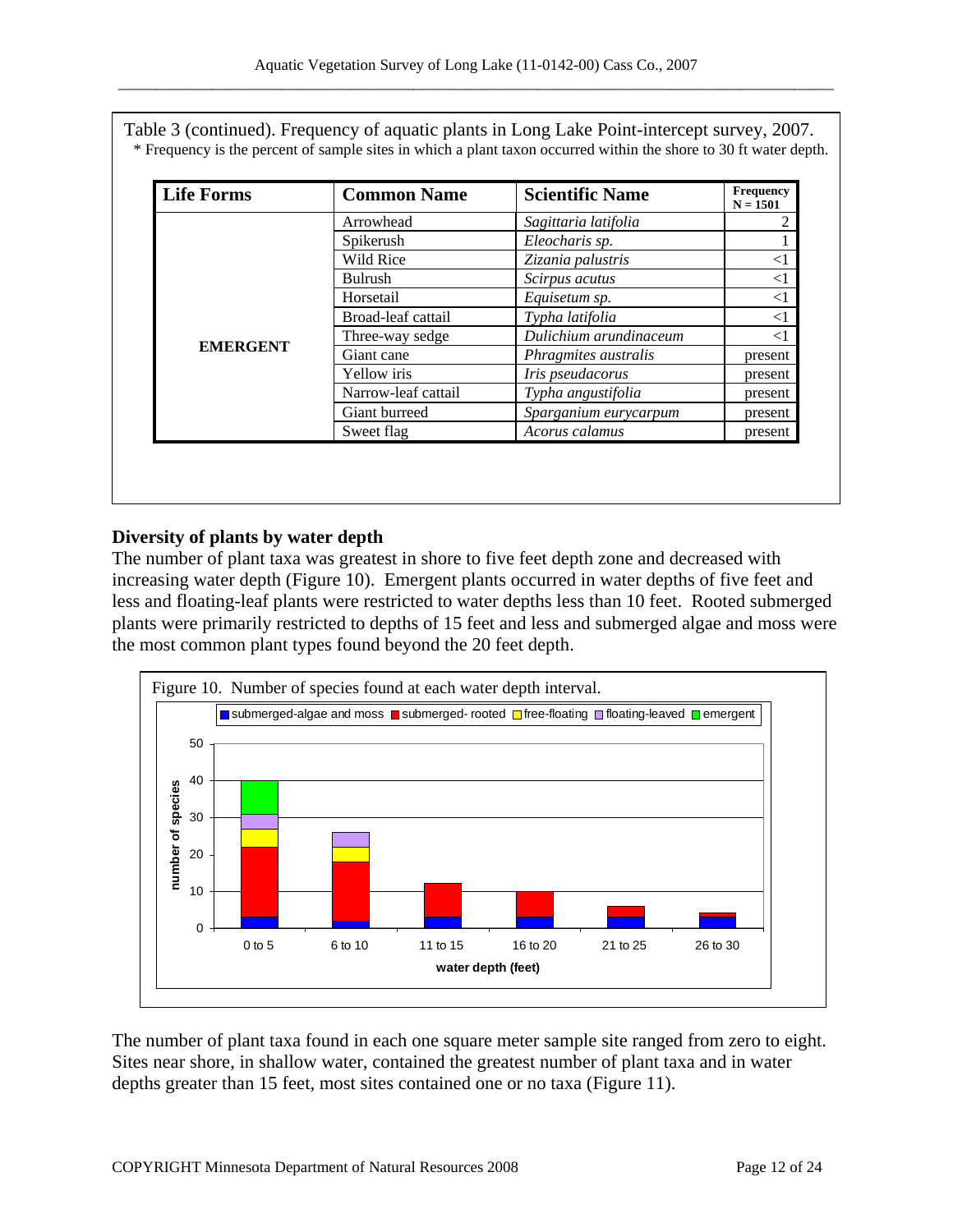Table 3 (continued). Frequency of aquatic plants in Long Lake Point-intercept survey, 2007.
\* Frequency is the percent of sample sites in which a plant taxon occurred within the shore to 30 ft water depth.

| Life Forms | Common Name | Scientific Name | Frequency N = 1501 |
|---|---|---|---|
| EMERGENT | Arrowhead | *Sagittaria latifolia* | 2 |
| | Spikerush | *Eleocharis sp.* | 1 |
| | Wild Rice | *Zizania palustris* | <1 |
| | Bulrush | *Scirpus acutus* | <1 |
| | Horsetail | *Equisetum sp.* | <1 |
| | Broad-leaf cattail | *Typha latifolia* | <1 |
| | Three-way sedge | *Dulichium arundinaceum* | <1 |
| | Giant cane | *Phragmites australis* | present |
| | Yellow iris | *Iris pseudacorus* | present |
| | Narrow-leaf cattail | *Typha angustifolia* | present |
| | Giant burreed | *Sparganium eurycarpum* | present |
| | Sweet flag | *Acorus calamus* | present |

**Diversity of plants by water depth**

The number of plant taxa was greatest in shore to five feet depth zone and decreased with increasing water depth (Figure 10). Emergent plants occurred in water depths of five feet and less and floating-leaf plants were restricted to water depths less than 10 feet. Rooted submerged plants were primarily restricted to depths of 15 feet and less and submerged algae and moss were the most common plant types found beyond the 20 feet depth.

Figure 10. Number of species found at each water depth interval.

The number of plant taxa found in each one square meter sample site ranged from zero to eight. Sites near shore, in shallow water, contained the greatest number of plant taxa and in water depths greater than 15 feet, most sites contained one or no taxa (Figure 11).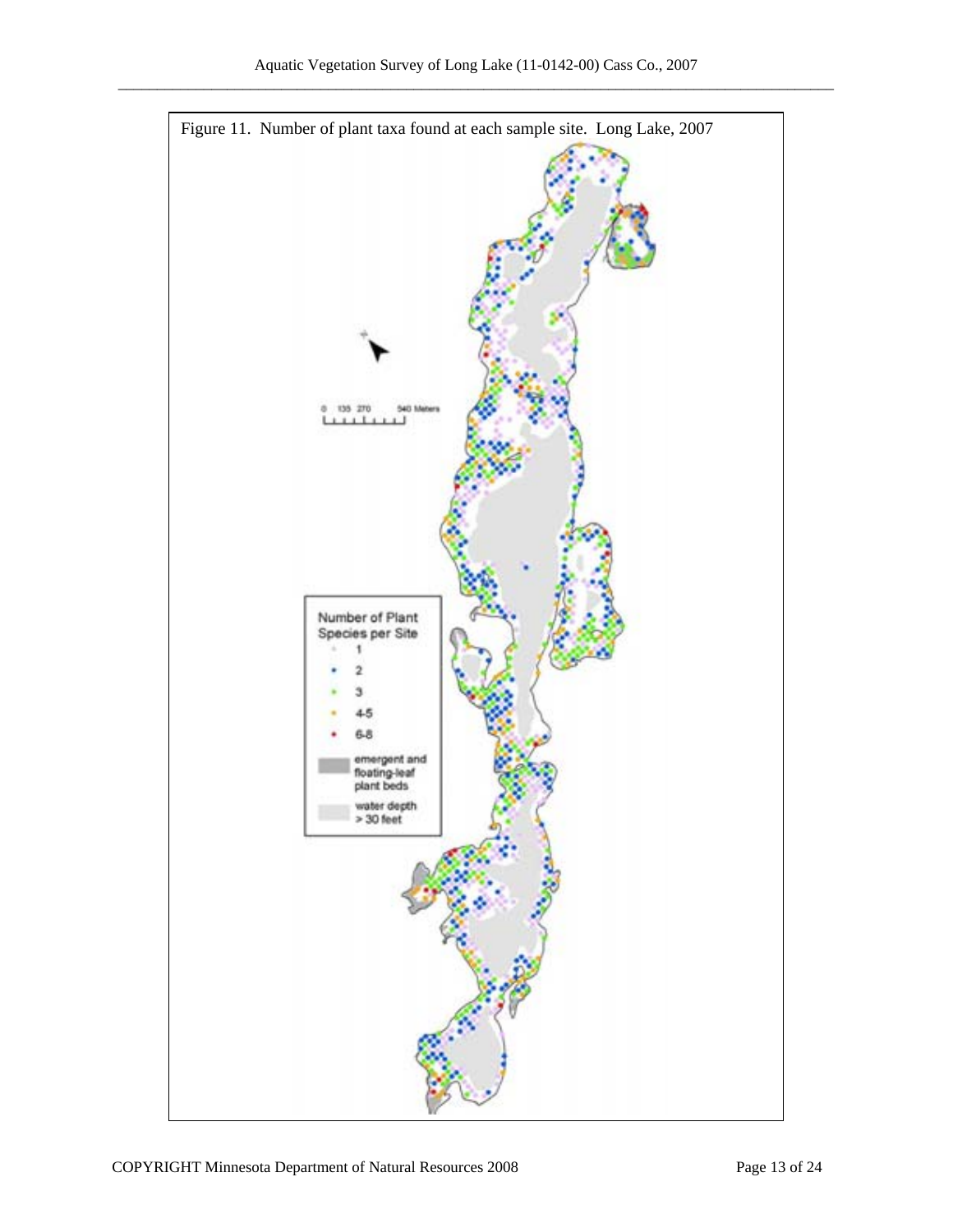Figure 11. Number of plant taxa found at each sample site. Long Lake, 2007

0 135 270 540 Meters

Number of Plant Species per Site

- 1
- 2
- 3
- 4-5
- 6-8
- emergent and floating-leaf plant beds
- water depth > 30 feet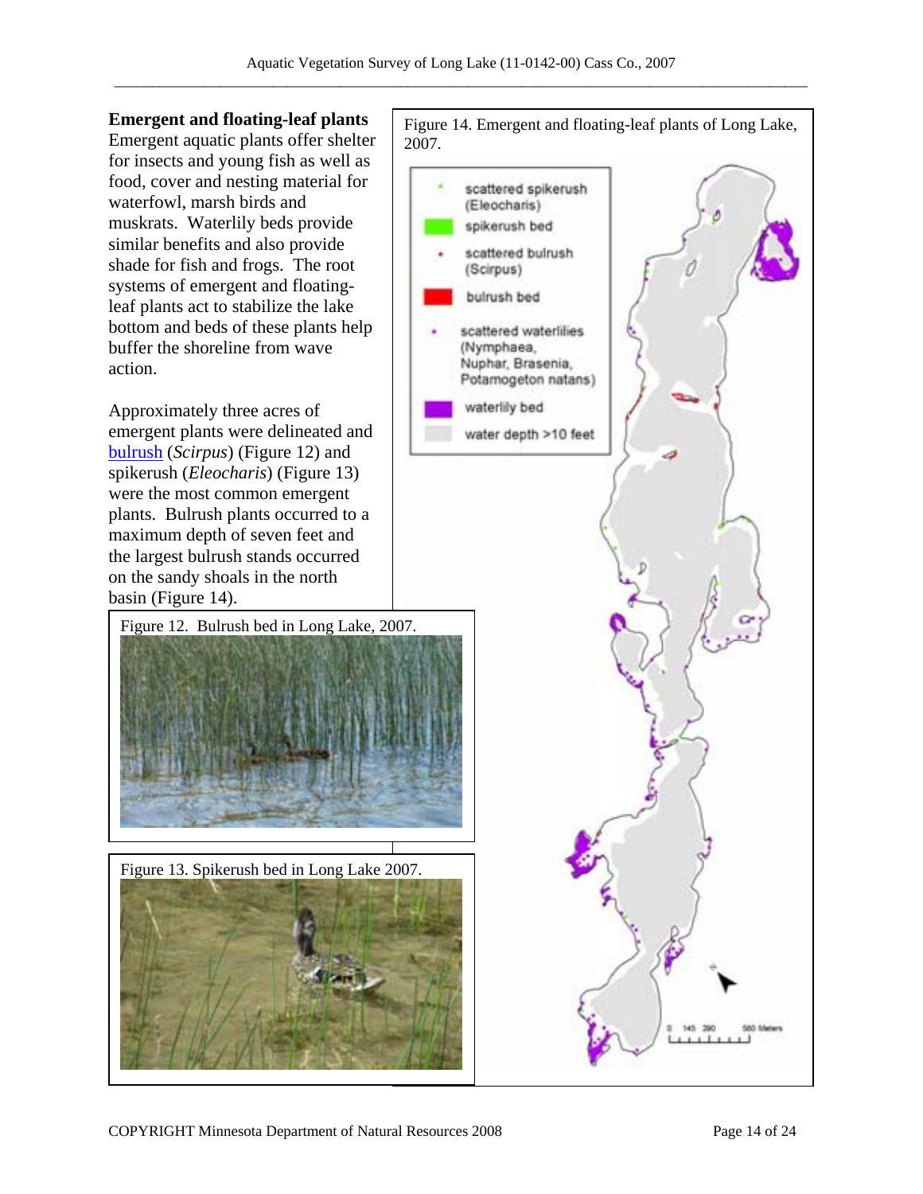## Emergent and floating-leaf plants

Emergent aquatic plants offer shelter for insects and young fish as well as food, cover and nesting material for waterfowl, marsh birds and muskrats. Waterlily beds provide similar benefits and also provide shade for fish and frogs. The root systems of emergent and floating-leaf plants act to stabilize the lake bottom and beds of these plants help buffer the shoreline from wave action.

Approximately three acres of emergent plants were delineated and bulrush (*Scirpus*) (Figure 12) and spikerush (*Eleocharis*) (Figure 13) were the most common emergent plants. Bulrush plants occurred to a maximum depth of seven feet and the largest bulrush stands occurred on the sandy shoals in the north basin (Figure 14).

Figure 12. Bulrush bed in Long Lake, 2007.

Figure 13. Spikerush bed in Long Lake 2007.

Figure 14. Emergent and floating-leaf plants of Long Lake, 2007.

- scattered spikerush (Eleocharis)
- spikerush bed
- scattered bulrush (Scirpus)
- bulrush bed
- scattered waterlilies (Nymphaea, Nuphar, Brasenia, Potamogeton natans)
- waterlily bed
- water depth >10 feet

0 145 290 580 Meters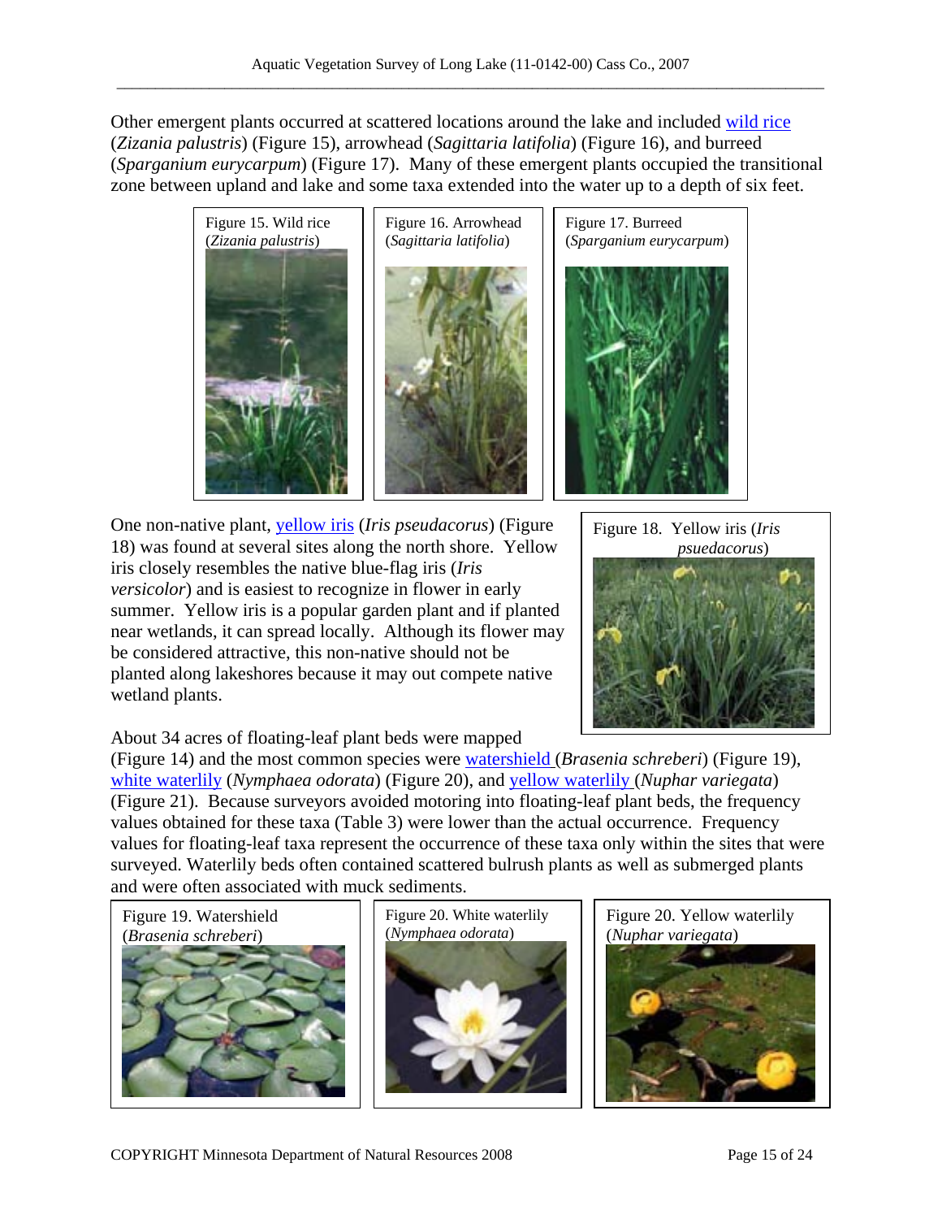Other emergent plants occurred at scattered locations around the lake and included wild rice (*Zizania palustris*) (Figure 15), arrowhead (*Sagittaria latifolia*) (Figure 16), and burreed (*Sparganium eurycarpum*) (Figure 17). Many of these emergent plants occupied the transitional zone between upland and lake and some taxa extended into the water up to a depth of six feet.

Figure 15. Wild rice (*Zizania palustris*)

Figure 16. Arrowhead (*Sagittaria latifolia*)

Figure 17. Burreed (*Sparganium eurycarpum*)

One non-native plant, yellow iris (*Iris pseudacorus*) (Figure 18) was found at several sites along the north shore. Yellow iris closely resembles the native blue-flag iris (*Iris versicolor*) and is easiest to recognize in flower in early summer. Yellow iris is a popular garden plant and if planted near wetlands, it can spread locally. Although its flower may be considered attractive, this non-native should not be planted along lakeshores because it may out compete native wetland plants.

Figure 18. Yellow iris (*Iris psuedacorus*)

About 34 acres of floating-leaf plant beds were mapped (Figure 14) and the most common species were watershield (*Brasenia schreberi*) (Figure 19), white waterlily (*Nymphaea odorata*) (Figure 20), and yellow waterlily (*Nuphar variegata*) (Figure 21). Because surveyors avoided motoring into floating-leaf plant beds, the frequency values obtained for these taxa (Table 3) were lower than the actual occurrence. Frequency values for floating-leaf taxa represent the occurrence of these taxa only within the sites that were surveyed. Waterlily beds often contained scattered bulrush plants as well as submerged plants and were often associated with muck sediments.

Figure 19. Watershield (*Brasenia schreberi*)

Figure 20. White waterlily (*Nymphaea odorata*)

Figure 20. Yellow waterlily (*Nuphar variegata*)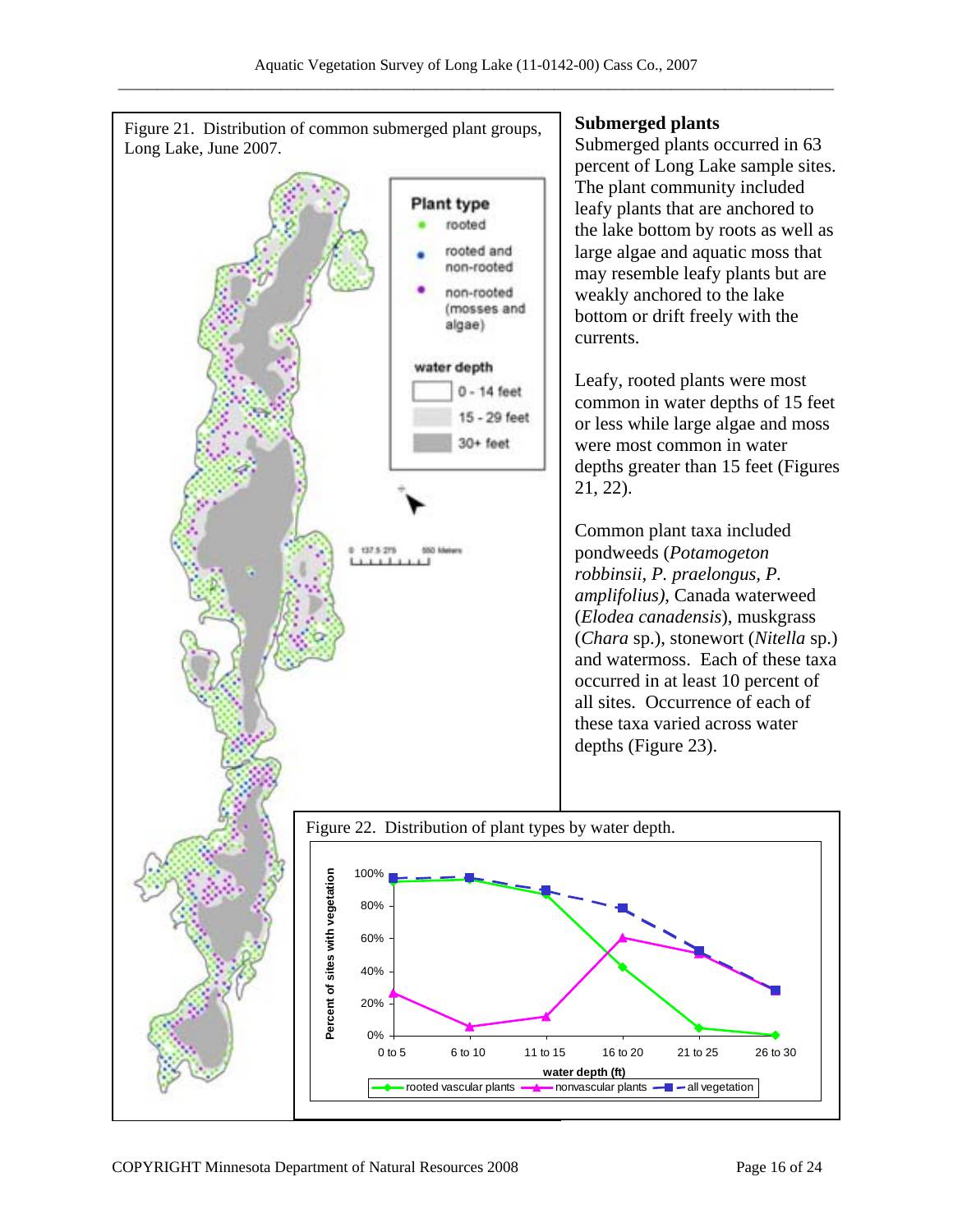Figure 21. Distribution of common submerged plant groups, Long Lake, June 2007.

## Submerged plants

Submerged plants occurred in 63 percent of Long Lake sample sites. The plant community included leafy plants that are anchored to the lake bottom by roots as well as large algae and aquatic moss that may resemble leafy plants but are weakly anchored to the lake bottom or drift freely with the currents.

Leafy, rooted plants were most common in water depths of 15 feet or less while large algae and moss were most common in water depths greater than 15 feet (Figures 21, 22).

Common plant taxa included pondweeds (*Potamogeton robbinsii, P. praelongus, P. amplifolius)*, Canada waterweed (*Elodea canadensis*), muskgrass (*Chara* sp.), stonewort (*Nitella* sp.) and watermoss. Each of these taxa occurred in at least 10 percent of all sites. Occurrence of each of these taxa varied across water depths (Figure 23).

Figure 22. Distribution of plant types by water depth.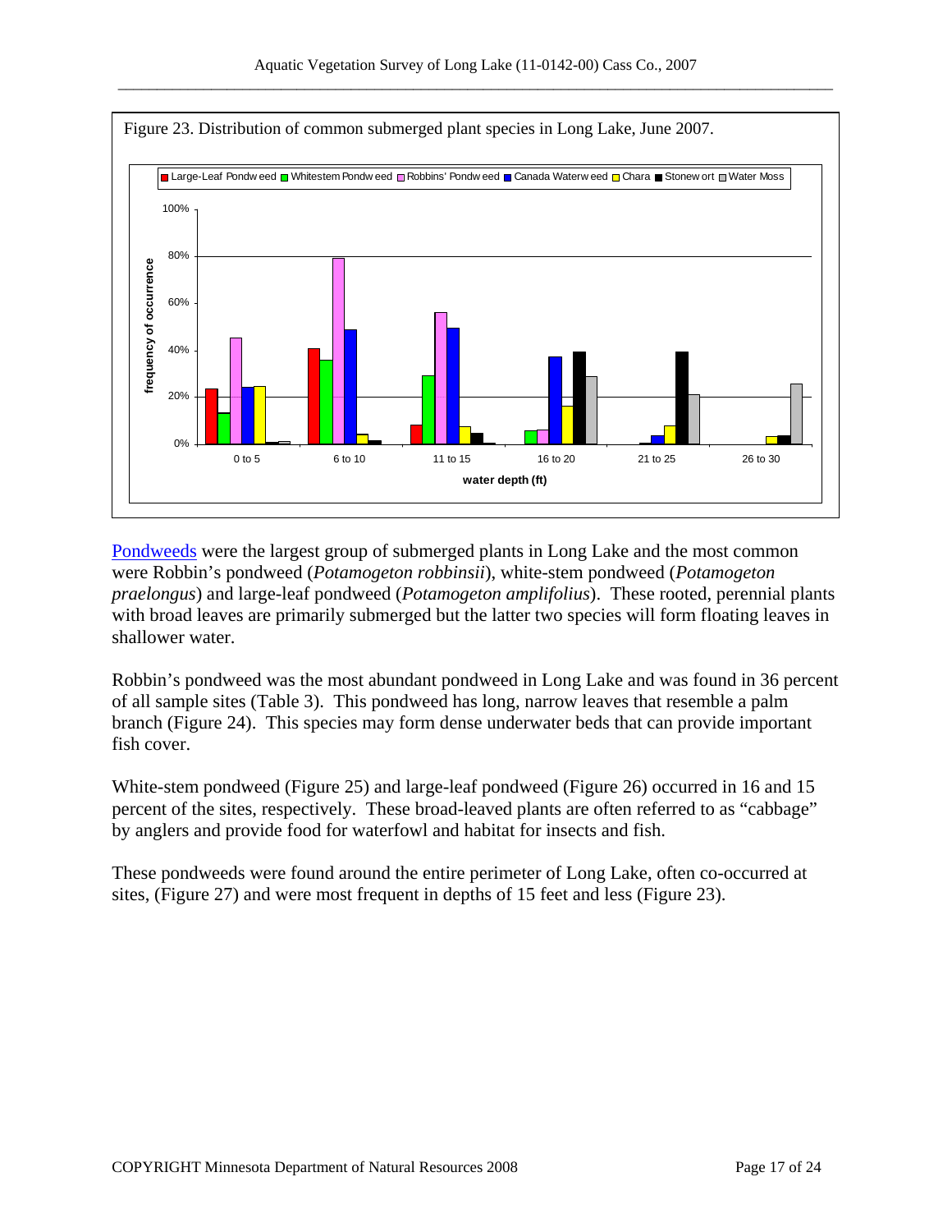Figure 23. Distribution of common submerged plant species in Long Lake, June 2007.

[Pondweeds](#) were the largest group of submerged plants in Long Lake and the most common were Robbin's pondweed (*Potamogeton robbinsii*), white-stem pondweed (*Potamogeton praelongus*) and large-leaf pondweed (*Potamogeton amplifolius*). These rooted, perennial plants with broad leaves are primarily submerged but the latter two species will form floating leaves in shallower water.

Robbin's pondweed was the most abundant pondweed in Long Lake and was found in 36 percent of all sample sites (Table 3). This pondweed has long, narrow leaves that resemble a palm branch (Figure 24). This species may form dense underwater beds that can provide important fish cover.

White-stem pondweed (Figure 25) and large-leaf pondweed (Figure 26) occurred in 16 and 15 percent of the sites, respectively. These broad-leaved plants are often referred to as "cabbage" by anglers and provide food for waterfowl and habitat for insects and fish.

These pondweeds were found around the entire perimeter of Long Lake, often co-occurred at sites, (Figure 27) and were most frequent in depths of 15 feet and less (Figure 23).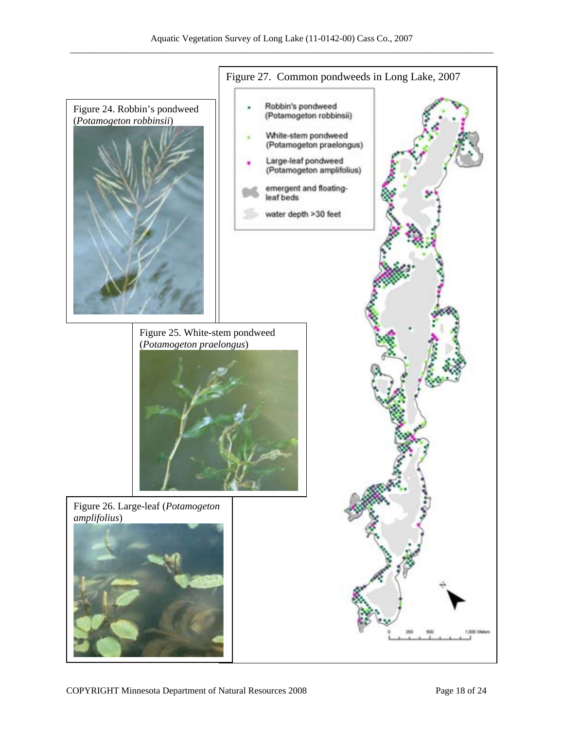Figure 24. Robbin's pondweed (*Potamogeton robbinsii*)

Figure 25. White-stem pondweed (*Potamogeton praelongus*)

Figure 26. Large-leaf (*Potamogeton amplifolius*)

Figure 27. Common pondweeds in Long Lake, 2007

- Robbin's pondweed (Potamogeton robbinsii)
- White-stem pondweed (Potamogeton praelongus)
- Large-leaf pondweed (Potamogeton amplifolius)
- emergent and floating-leaf beds
- water depth >30 feet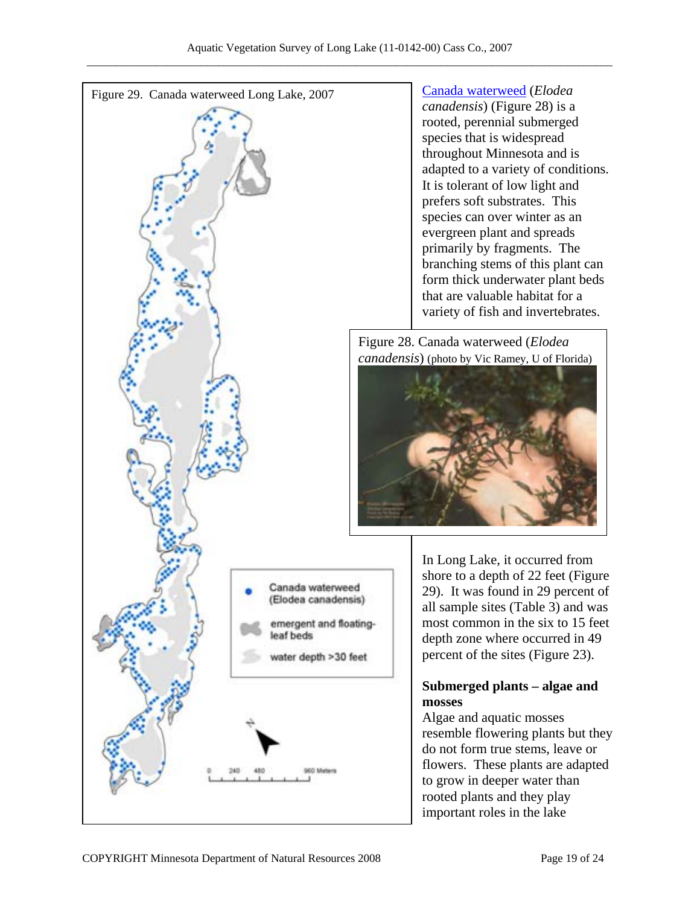Figure 29. Canada waterweed Long Lake, 2007

Canada waterweed (Elodea canadensis)

emergent and floating-leaf beds

water depth >30 feet

0 240 480 960 Meters

Canada waterweed (*Elodea canadensis*) (Figure 28) is a rooted, perennial submerged species that is widespread throughout Minnesota and is adapted to a variety of conditions. It is tolerant of low light and prefers soft substrates. This species can over winter as an evergreen plant and spreads primarily by fragments. The branching stems of this plant can form thick underwater plant beds that are valuable habitat for a variety of fish and invertebrates.

Figure 28. Canada waterweed (*Elodea canadensis*) (photo by Vic Ramey, U of Florida)

In Long Lake, it occurred from shore to a depth of 22 feet (Figure 29). It was found in 29 percent of all sample sites (Table 3) and was most common in the six to 15 feet depth zone where occurred in 49 percent of the sites (Figure 23).

**Submerged plants – algae and mosses**

Algae and aquatic mosses resemble flowering plants but they do not form true stems, leave or flowers. These plants are adapted to grow in deeper water than rooted plants and they play important roles in the lake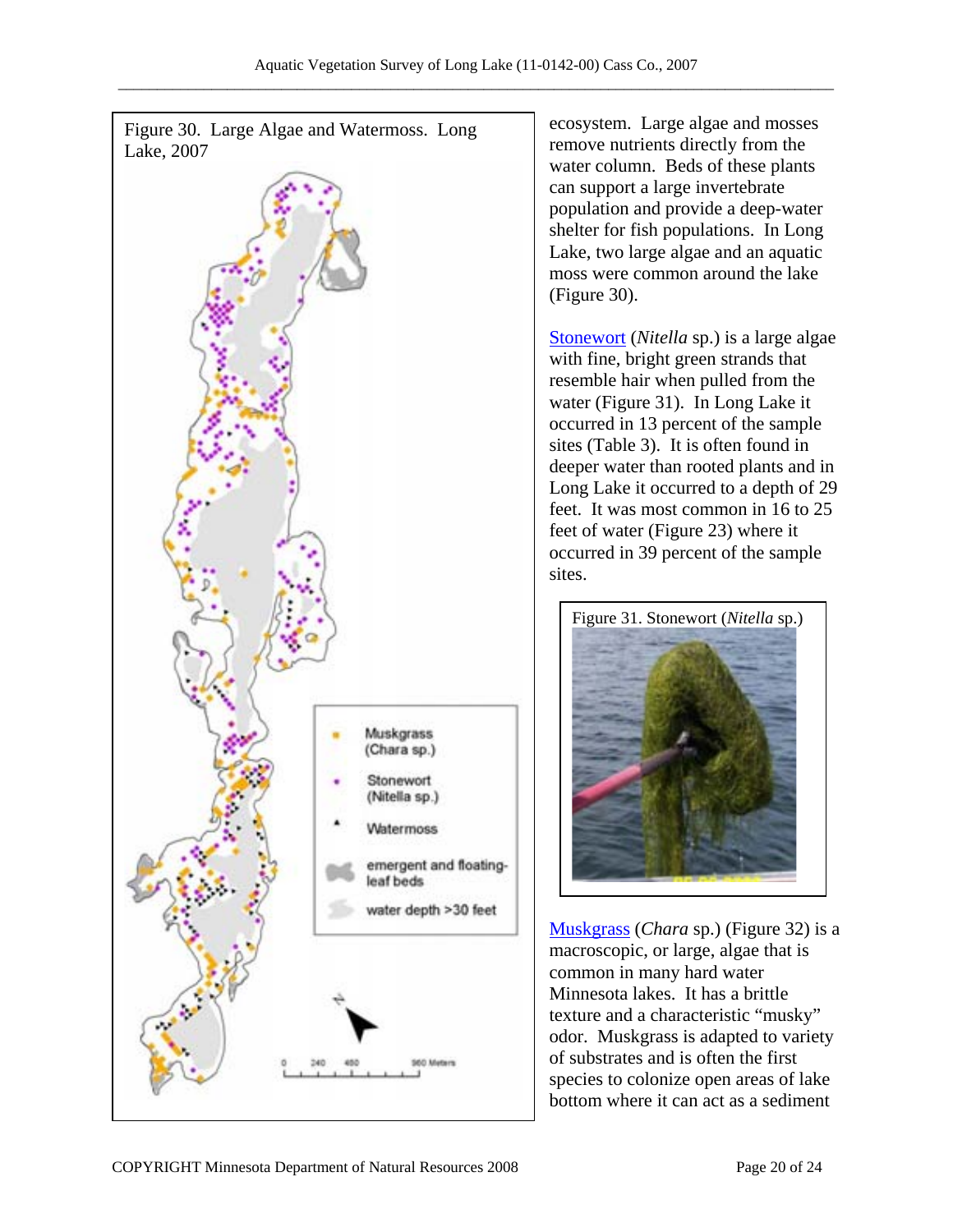Figure 30. Large Algae and Watermoss. Long Lake, 2007

Muskgrass (Chara sp.)

Stonewort (Nitella sp.)

Watermoss

emergent and floating-leaf beds

water depth >30 feet

0 240 480 960 Meters

ecosystem. Large algae and mosses remove nutrients directly from the water column. Beds of these plants can support a large invertebrate population and provide a deep-water shelter for fish populations. In Long Lake, two large algae and an aquatic moss were common around the lake (Figure 30).

Stonewort (*Nitella* sp.) is a large algae with fine, bright green strands that resemble hair when pulled from the water (Figure 31). In Long Lake it occurred in 13 percent of the sample sites (Table 3). It is often found in deeper water than rooted plants and in Long Lake it occurred to a depth of 29 feet. It was most common in 16 to 25 feet of water (Figure 23) where it occurred in 39 percent of the sample sites.

Figure 31. Stonewort (*Nitella* sp.)

Muskgrass (*Chara* sp.) (Figure 32) is a macroscopic, or large, algae that is common in many hard water Minnesota lakes. It has a brittle texture and a characteristic "musky" odor. Muskgrass is adapted to variety of substrates and is often the first species to colonize open areas of lake bottom where it can act as a sediment

COPYRIGHT Minnesota Department of Natural Resources 2008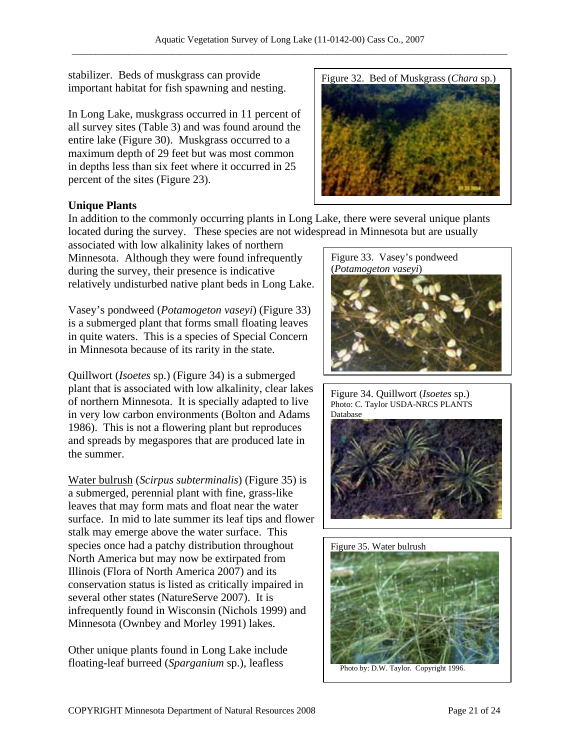stabilizer. Beds of muskgrass can provide important habitat for fish spawning and nesting.

In Long Lake, muskgrass occurred in 11 percent of all survey sites (Table 3) and was found around the entire lake (Figure 30). Muskgrass occurred to a maximum depth of 29 feet but was most common in depths less than six feet where it occurred in 25 percent of the sites (Figure 23).

Figure 32. Bed of Muskgrass (*Chara* sp.)

**Unique Plants**

In addition to the commonly occurring plants in Long Lake, there were several unique plants located during the survey. These species are not widespread in Minnesota but are usually associated with low alkalinity lakes of northern Minnesota. Although they were found infrequently during the survey, their presence is indicative relatively undisturbed native plant beds in Long Lake.

Vasey's pondweed (*Potamogeton vaseyi*) (Figure 33) is a submerged plant that forms small floating leaves in quite waters. This is a species of Special Concern in Minnesota because of its rarity in the state.

Figure 33. Vasey's pondweed (*Potamogeton vaseyi*)

Quillwort (*Isoetes* sp.) (Figure 34) is a submerged plant that is associated with low alkalinity, clear lakes of northern Minnesota. It is specially adapted to live in very low carbon environments (Bolton and Adams 1986). This is not a flowering plant but reproduces and spreads by megaspores that are produced late in the summer.

Figure 34. Quillwort (*Isoetes* sp.) Photo: C. Taylor USDA-NRCS PLANTS Database

Water bulrush (*Scirpus subterminalis*) (Figure 35) is a submerged, perennial plant with fine, grass-like leaves that may form mats and float near the water surface. In mid to late summer its leaf tips and flower stalk may emerge above the water surface. This species once had a patchy distribution throughout North America but may now be extirpated from Illinois (Flora of North America 2007) and its conservation status is listed as critically impaired in several other states (NatureServe 2007). It is infrequently found in Wisconsin (Nichols 1999) and Minnesota (Ownbey and Morley 1991) lakes.

Figure 35. Water bulrush

Photo by: D.W. Taylor. Copyright 1996.

Other unique plants found in Long Lake include floating-leaf burreed (*Sparganium* sp.), leafless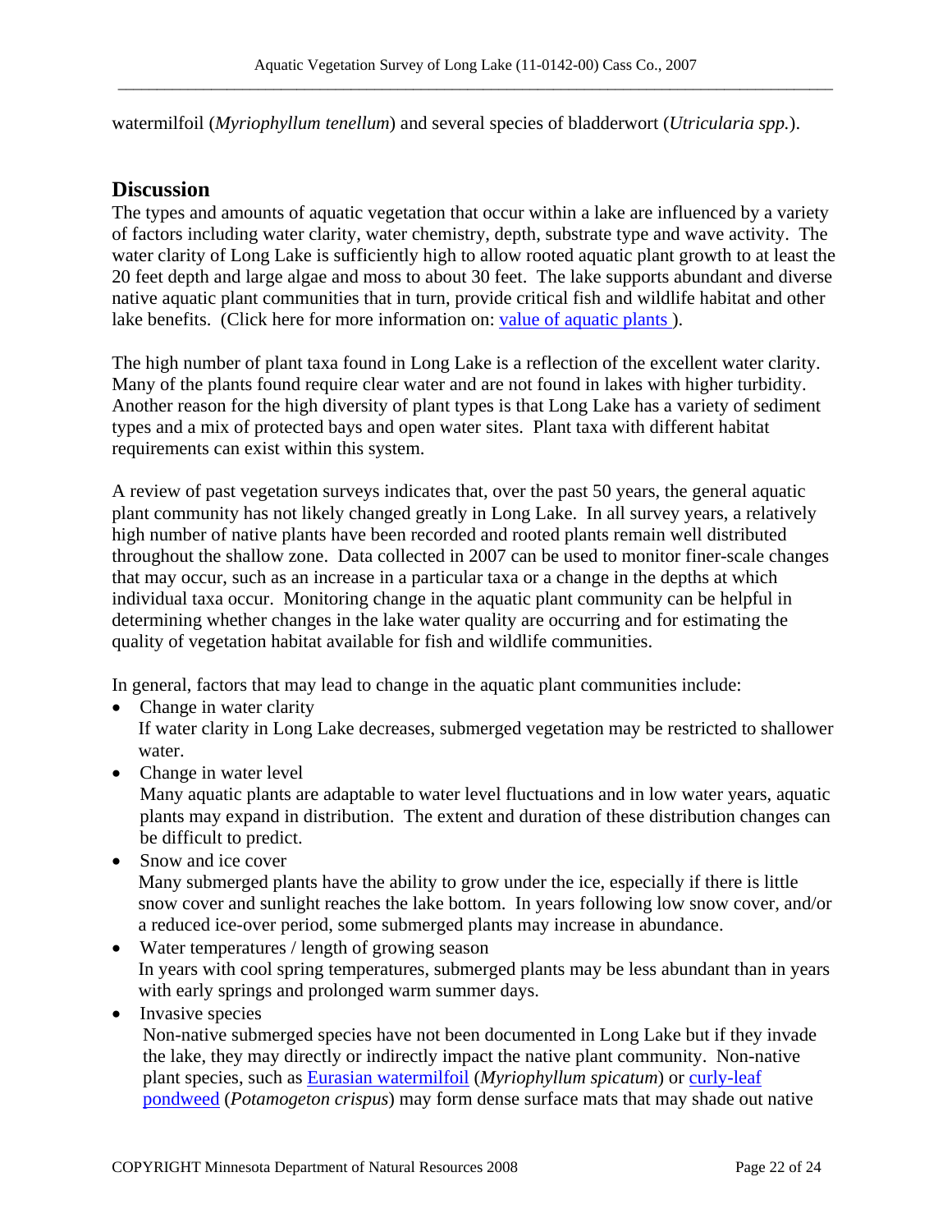watermilfoil (*Myriophyllum tenellum*) and several species of bladderwort (*Utricularia spp.*).

## Discussion

The types and amounts of aquatic vegetation that occur within a lake are influenced by a variety of factors including water clarity, water chemistry, depth, substrate type and wave activity. The water clarity of Long Lake is sufficiently high to allow rooted aquatic plant growth to at least the 20 feet depth and large algae and moss to about 30 feet. The lake supports abundant and diverse native aquatic plant communities that in turn, provide critical fish and wildlife habitat and other lake benefits. (Click here for more information on: [value of aquatic plants](#) ).

The high number of plant taxa found in Long Lake is a reflection of the excellent water clarity. Many of the plants found require clear water and are not found in lakes with higher turbidity. Another reason for the high diversity of plant types is that Long Lake has a variety of sediment types and a mix of protected bays and open water sites. Plant taxa with different habitat requirements can exist within this system.

A review of past vegetation surveys indicates that, over the past 50 years, the general aquatic plant community has not likely changed greatly in Long Lake. In all survey years, a relatively high number of native plants have been recorded and rooted plants remain well distributed throughout the shallow zone. Data collected in 2007 can be used to monitor finer-scale changes that may occur, such as an increase in a particular taxa or a change in the depths at which individual taxa occur. Monitoring change in the aquatic plant community can be helpful in determining whether changes in the lake water quality are occurring and for estimating the quality of vegetation habitat available for fish and wildlife communities.

In general, factors that may lead to change in the aquatic plant communities include:

- Change in water clarity
  If water clarity in Long Lake decreases, submerged vegetation may be restricted to shallower water.
- Change in water level
  Many aquatic plants are adaptable to water level fluctuations and in low water years, aquatic plants may expand in distribution. The extent and duration of these distribution changes can be difficult to predict.
- Snow and ice cover
  Many submerged plants have the ability to grow under the ice, especially if there is little snow cover and sunlight reaches the lake bottom. In years following low snow cover, and/or a reduced ice-over period, some submerged plants may increase in abundance.
- Water temperatures / length of growing season
  In years with cool spring temperatures, submerged plants may be less abundant than in years with early springs and prolonged warm summer days.
- Invasive species
  Non-native submerged species have not been documented in Long Lake but if they invade the lake, they may directly or indirectly impact the native plant community. Non-native plant species, such as [Eurasian watermilfoil](#) (*Myriophyllum spicatum*) or [curly-leaf pondweed](#) (*Potamogeton crispus*) may form dense surface mats that may shade out native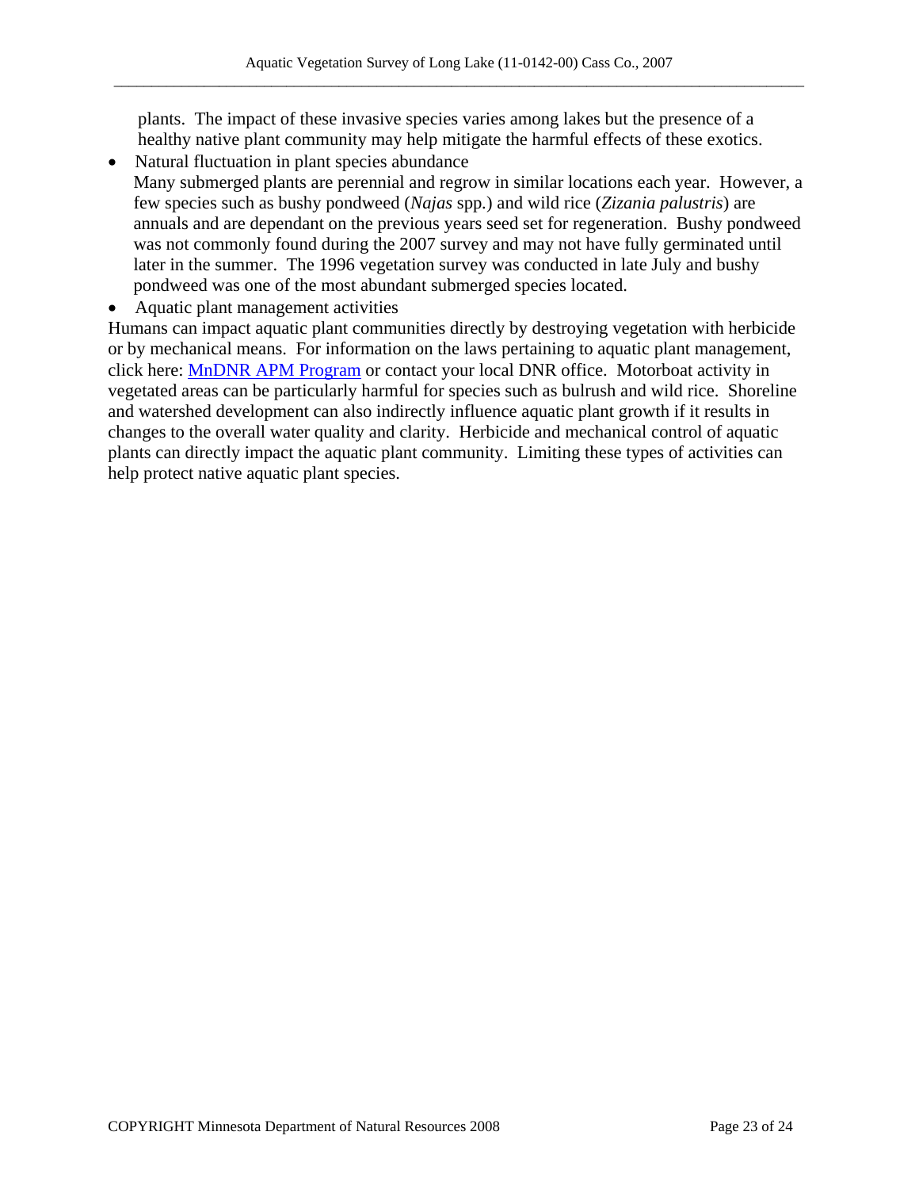plants. The impact of these invasive species varies among lakes but the presence of a healthy native plant community may help mitigate the harmful effects of these exotics.

- Natural fluctuation in plant species abundance
  Many submerged plants are perennial and regrow in similar locations each year. However, a few species such as bushy pondweed (*Najas* spp.) and wild rice (*Zizania palustris*) are annuals and are dependant on the previous years seed set for regeneration. Bushy pondweed was not commonly found during the 2007 survey and may not have fully germinated until later in the summer. The 1996 vegetation survey was conducted in late July and bushy pondweed was one of the most abundant submerged species located.
- Aquatic plant management activities

Humans can impact aquatic plant communities directly by destroying vegetation with herbicide or by mechanical means. For information on the laws pertaining to aquatic plant management, click here: [MnDNR APM Program]() or contact your local DNR office. Motorboat activity in vegetated areas can be particularly harmful for species such as bulrush and wild rice. Shoreline and watershed development can also indirectly influence aquatic plant growth if it results in changes to the overall water quality and clarity. Herbicide and mechanical control of aquatic plants can directly impact the aquatic plant community. Limiting these types of activities can help protect native aquatic plant species.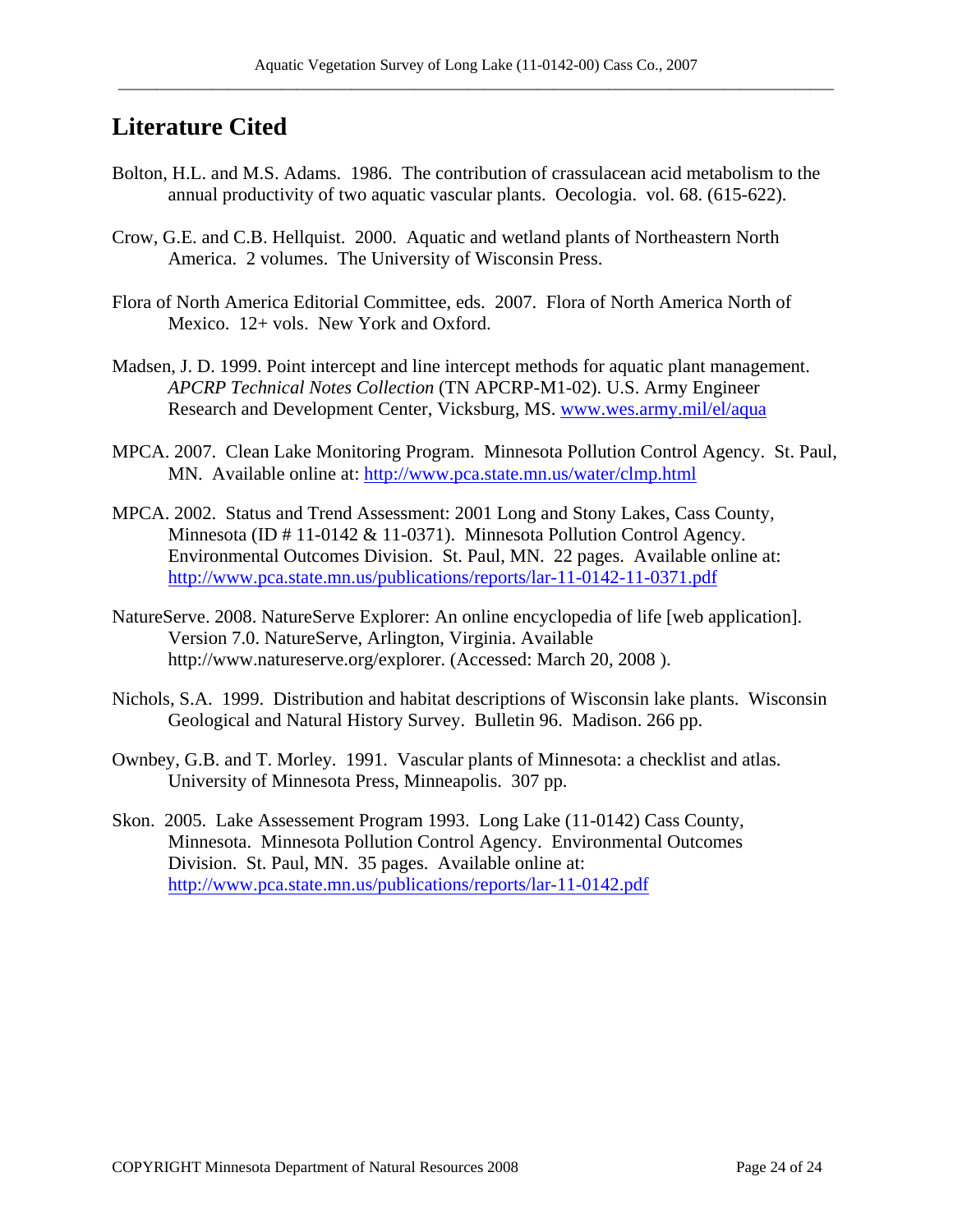# Literature Cited

Bolton, H.L. and M.S. Adams. 1986. The contribution of crassulacean acid metabolism to the annual productivity of two aquatic vascular plants. Oecologia. vol. 68. (615-622).

Crow, G.E. and C.B. Hellquist. 2000. Aquatic and wetland plants of Northeastern North America. 2 volumes. The University of Wisconsin Press.

Flora of North America Editorial Committee, eds. 2007. Flora of North America North of Mexico. 12+ vols. New York and Oxford.

Madsen, J. D. 1999. Point intercept and line intercept methods for aquatic plant management. *APCRP Technical Notes Collection* (TN APCRP-M1-02). U.S. Army Engineer Research and Development Center, Vicksburg, MS. www.wes.army.mil/el/aqua

MPCA. 2007. Clean Lake Monitoring Program. Minnesota Pollution Control Agency. St. Paul, MN. Available online at: http://www.pca.state.mn.us/water/clmp.html

MPCA. 2002. Status and Trend Assessment: 2001 Long and Stony Lakes, Cass County, Minnesota (ID # 11-0142 & 11-0371). Minnesota Pollution Control Agency. Environmental Outcomes Division. St. Paul, MN. 22 pages. Available online at: http://www.pca.state.mn.us/publications/reports/lar-11-0142-11-0371.pdf

NatureServe. 2008. NatureServe Explorer: An online encyclopedia of life [web application]. Version 7.0. NatureServe, Arlington, Virginia. Available http://www.natureserve.org/explorer. (Accessed: March 20, 2008 ).

Nichols, S.A. 1999. Distribution and habitat descriptions of Wisconsin lake plants. Wisconsin Geological and Natural History Survey. Bulletin 96. Madison. 266 pp.

Ownbey, G.B. and T. Morley. 1991. Vascular plants of Minnesota: a checklist and atlas. University of Minnesota Press, Minneapolis. 307 pp.

Skon. 2005. Lake Assessement Program 1993. Long Lake (11-0142) Cass County, Minnesota. Minnesota Pollution Control Agency. Environmental Outcomes Division. St. Paul, MN. 35 pages. Available online at: http://www.pca.state.mn.us/publications/reports/lar-11-0142.pdf

COPYRIGHT Minnesota Department of Natural Resources 2008